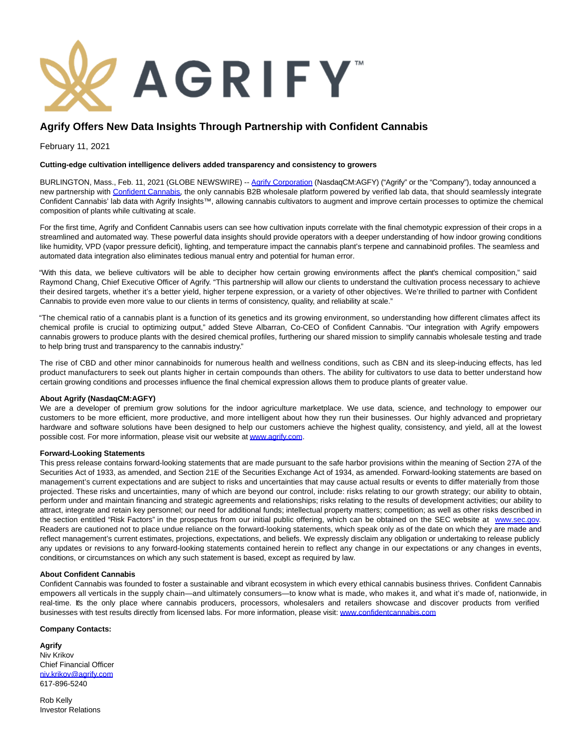AGRIFY™

# Agrify Offers New Data Insights Through Partnership with Confident Cannabis

February 11, 2021

**Cutting-edge cultivation intelligence delivers added transparency and consistency to growers**

BURLINGTON, Mass., Feb. 11, 2021 (GLOBE NEWSWIRE) -- [Agrify Corporation](Agrify Corporation) (NasdaqCM:AGFY) ("Agrify" or the "Company"), today announced a new partnership with [Confident Cannabis](Confident Cannabis), the only cannabis B2B wholesale platform powered by verified lab data, that should seamlessly integrate Confident Cannabis' lab data with Agrify Insights™, allowing cannabis cultivators to augment and improve certain processes to optimize the chemical composition of plants while cultivating at scale.

For the first time, Agrify and Confident Cannabis users can see how cultivation inputs correlate with the final chemotypic expression of their crops in a streamlined and automated way. These powerful data insights should provide operators with a deeper understanding of how indoor growing conditions like humidity, VPD (vapor pressure deficit), lighting, and temperature impact the cannabis plant's terpene and cannabinoid profiles. The seamless and automated data integration also eliminates tedious manual entry and potential for human error.

"With this data, we believe cultivators will be able to decipher how certain growing environments affect the plant's chemical composition," said Raymond Chang, Chief Executive Officer of Agrify. "This partnership will allow our clients to understand the cultivation process necessary to achieve their desired targets, whether it's a better yield, higher terpene expression, or a variety of other objectives. We're thrilled to partner with Confident Cannabis to provide even more value to our clients in terms of consistency, quality, and reliability at scale."

"The chemical ratio of a cannabis plant is a function of its genetics and its growing environment, so understanding how different climates affect its chemical profile is crucial to optimizing output," added Steve Albarran, Co-CEO of Confident Cannabis. "Our integration with Agrify empowers cannabis growers to produce plants with the desired chemical profiles, furthering our shared mission to simplify cannabis wholesale testing and trade to help bring trust and transparency to the cannabis industry."

The rise of CBD and other minor cannabinoids for numerous health and wellness conditions, such as CBN and its sleep-inducing effects, has led product manufacturers to seek out plants higher in certain compounds than others. The ability for cultivators to use data to better understand how certain growing conditions and processes influence the final chemical expression allows them to produce plants of greater value.

**About Agrify (NasdaqCM:AGFY)**
We are a developer of premium grow solutions for the indoor agriculture marketplace. We use data, science, and technology to empower our customers to be more efficient, more productive, and more intelligent about how they run their businesses. Our highly advanced and proprietary hardware and software solutions have been designed to help our customers achieve the highest quality, consistency, and yield, all at the lowest possible cost. For more information, please visit our website at [www.agrify.com](www.agrify.com).

**Forward-Looking Statements**
This press release contains forward-looking statements that are made pursuant to the safe harbor provisions within the meaning of Section 27A of the Securities Act of 1933, as amended, and Section 21E of the Securities Exchange Act of 1934, as amended. Forward-looking statements are based on management's current expectations and are subject to risks and uncertainties that may cause actual results or events to differ materially from those projected. These risks and uncertainties, many of which are beyond our control, include: risks relating to our growth strategy; our ability to obtain, perform under and maintain financing and strategic agreements and relationships; risks relating to the results of development activities; our ability to attract, integrate and retain key personnel; our need for additional funds; intellectual property matters; competition; as well as other risks described in the section entitled "Risk Factors" in the prospectus from our initial public offering, which can be obtained on the SEC website at [www.sec.gov](www.sec.gov). Readers are cautioned not to place undue reliance on the forward-looking statements, which speak only as of the date on which they are made and reflect management's current estimates, projections, expectations, and beliefs. We expressly disclaim any obligation or undertaking to release publicly any updates or revisions to any forward-looking statements contained herein to reflect any change in our expectations or any changes in events, conditions, or circumstances on which any such statement is based, except as required by law.

**About Confident Cannabis**
Confident Cannabis was founded to foster a sustainable and vibrant ecosystem in which every ethical cannabis business thrives. Confident Cannabis empowers all verticals in the supply chain—and ultimately consumers—to know what is made, who makes it, and what it's made of, nationwide, in real-time. It's the only place where cannabis producers, processors, wholesalers and retailers showcase and discover products from verified businesses with test results directly from licensed labs. For more information, please visit: [www.confidentcannabis.com](www.confidentcannabis.com)

**Company Contacts:**

**Agrify**
Niv Krikov
Chief Financial Officer
[niv.krikov@agrify.com](niv.krikov@agrify.com)
617-896-5240

Rob Kelly
Investor Relations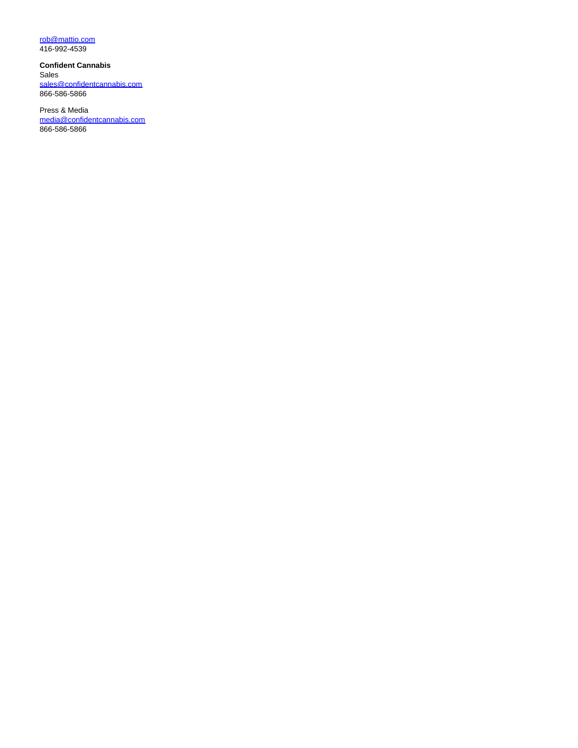rob@mattio.com
416-992-4539

**Confident Cannabis**
Sales
sales@confidentcannabis.com
866-586-5866

Press & Media
media@confidentcannabis.com
866-586-5866